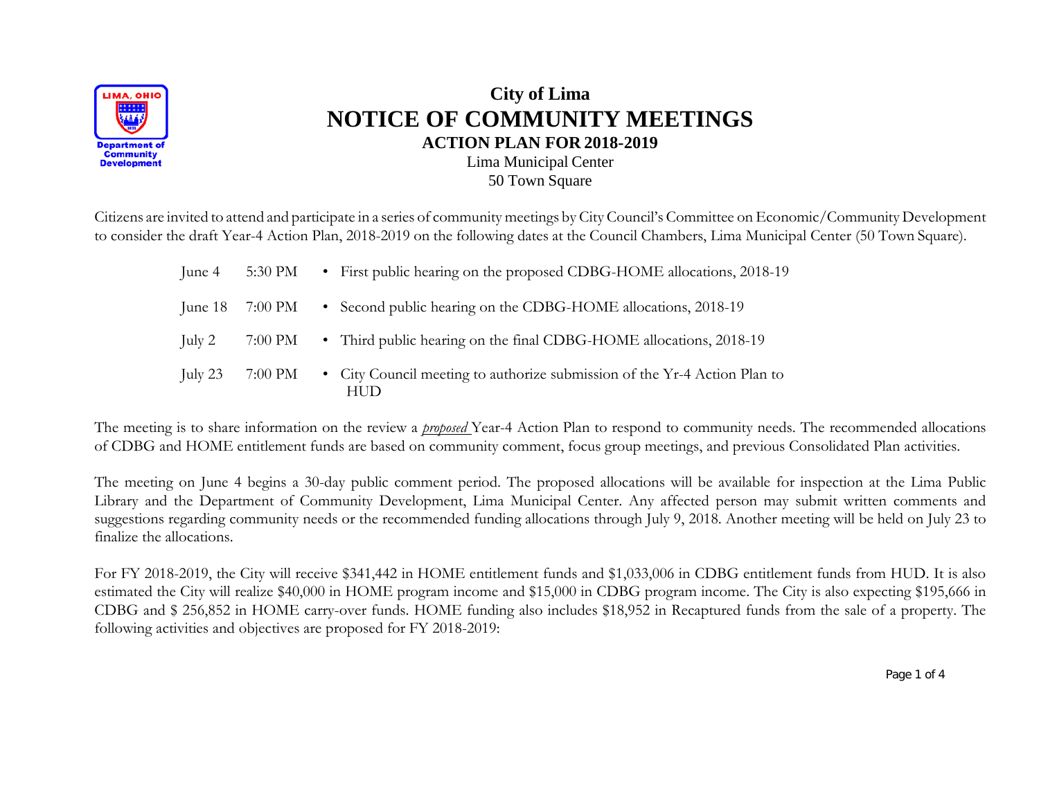# City of Lima

# NOTICE OF COMMUNITY MEETINGS

## ACTION PLAN FOR 2018-2019

Lima Municipal Center
50 Town Square

Citizens are invited to attend and participate in a series of community meetings by City Council's Committee on Economic/Community Development to consider the draft Year-4 Action Plan, 2018-2019 on the following dates at the Council Chambers, Lima Municipal Center (50 Town Square).

| | | |
|---|---|---|
| June 4 | 5:30 PM | • First public hearing on the proposed CDBG-HOME allocations, 2018-19 |
| June 18 | 7:00 PM | • Second public hearing on the CDBG-HOME allocations, 2018-19 |
| July 2 | 7:00 PM | • Third public hearing on the final CDBG-HOME allocations, 2018-19 |
| July 23 | 7:00 PM | • City Council meeting to authorize submission of the Yr-4 Action Plan to HUD |

The meeting is to share information on the review a *proposed* Year-4 Action Plan to respond to community needs. The recommended allocations of CDBG and HOME entitlement funds are based on community comment, focus group meetings, and previous Consolidated Plan activities.

The meeting on June 4 begins a 30-day public comment period. The proposed allocations will be available for inspection at the Lima Public Library and the Department of Community Development, Lima Municipal Center. Any affected person may submit written comments and suggestions regarding community needs or the recommended funding allocations through July 9, 2018. Another meeting will be held on July 23 to finalize the allocations.

For FY 2018-2019, the City will receive $341,442 in HOME entitlement funds and $1,033,006 in CDBG entitlement funds from HUD. It is also estimated the City will realize $40,000 in HOME program income and $15,000 in CDBG program income. The City is also expecting $195,666 in CDBG and $ 256,852 in HOME carry-over funds. HOME funding also includes $18,952 in Recaptured funds from the sale of a property. The following activities and objectives are proposed for FY 2018-2019: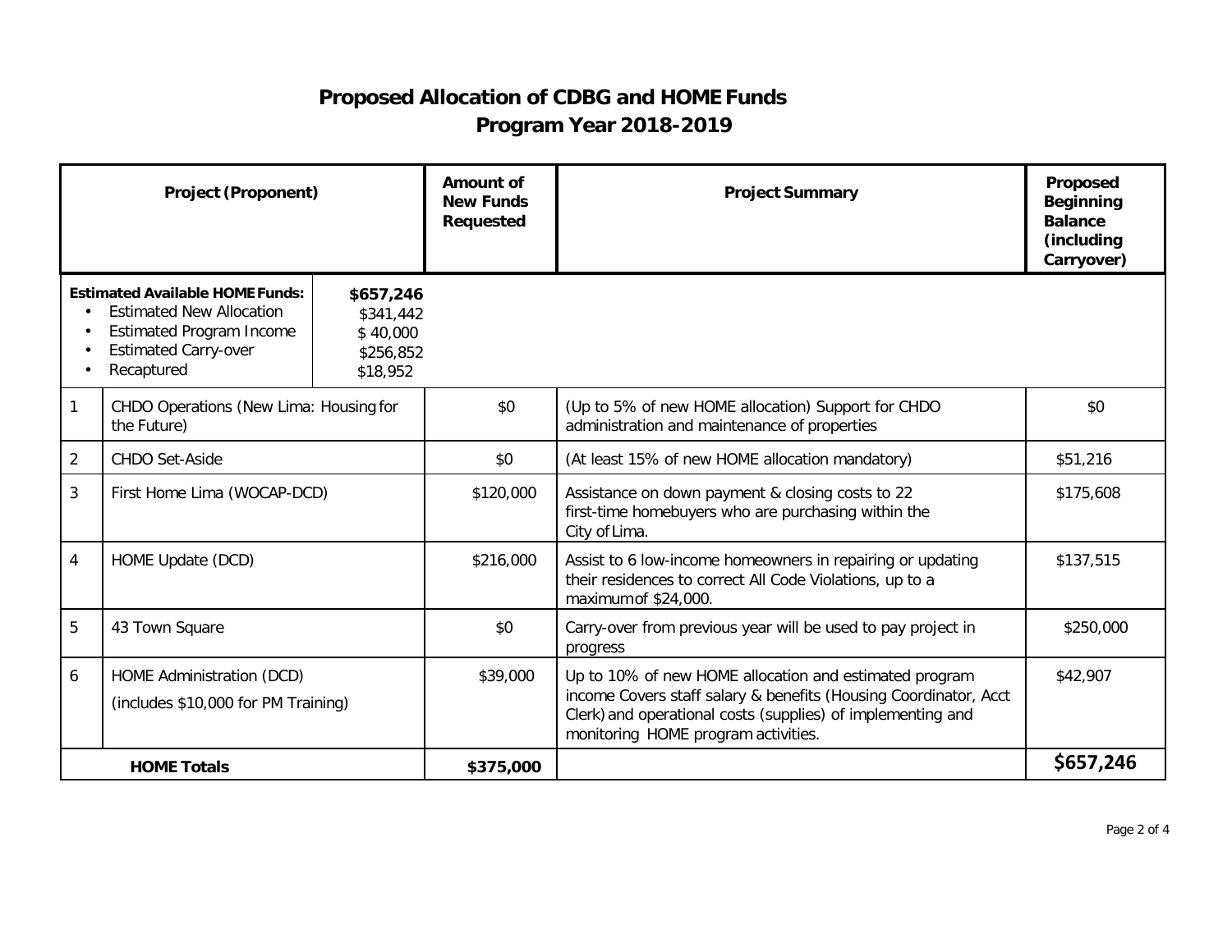# Proposed Allocation of CDBG and HOME Funds
## Program Year 2018-2019

| | Project (Proponent) | | Amount of New Funds Requested | Project Summary | Proposed Beginning Balance (including Carryover) |
|---|---|---|---|---|---|
| **Estimated Available HOME Funds:** <br>• Estimated New Allocation <br>• Estimated Program Income <br>• Estimated Carry-over <br>• Recaptured | | **$657,246** <br>$341,442 <br>$ 40,000 <br>$256,852 <br>$18,952 | | | |
| 1 | CHDO Operations (New Lima: Housing for the Future) | | $0 | (Up to 5% of new HOME allocation) Support for CHDO administration and maintenance of properties | $0 |
| 2 | CHDO Set-Aside | | $0 | (At least 15% of new HOME allocation mandatory) | $51,216 |
| 3 | First Home Lima (WOCAP-DCD) | | $120,000 | Assistance on down payment & closing costs to 22 first-time homebuyers who are purchasing within the City of Lima. | $175,608 |
| 4 | HOME Update (DCD) | | $216,000 | Assist to 6 low-income homeowners in repairing or updating their residences to correct All Code Violations, up to a maximum of $24,000. | $137,515 |
| 5 | 43 Town Square | | $0 | Carry-over from previous year will be used to pay project in progress | $250,000 |
| 6 | HOME Administration (DCD) <br>(includes $10,000 for PM Training) | | $39,000 | Up to 10% of new HOME allocation and estimated program income Covers staff salary & benefits (Housing Coordinator, Acct Clerk) and operational costs (supplies) of implementing and monitoring HOME program activities. | $42,907 |
| **HOME Totals** | | | **$375,000** | | **$657,246** |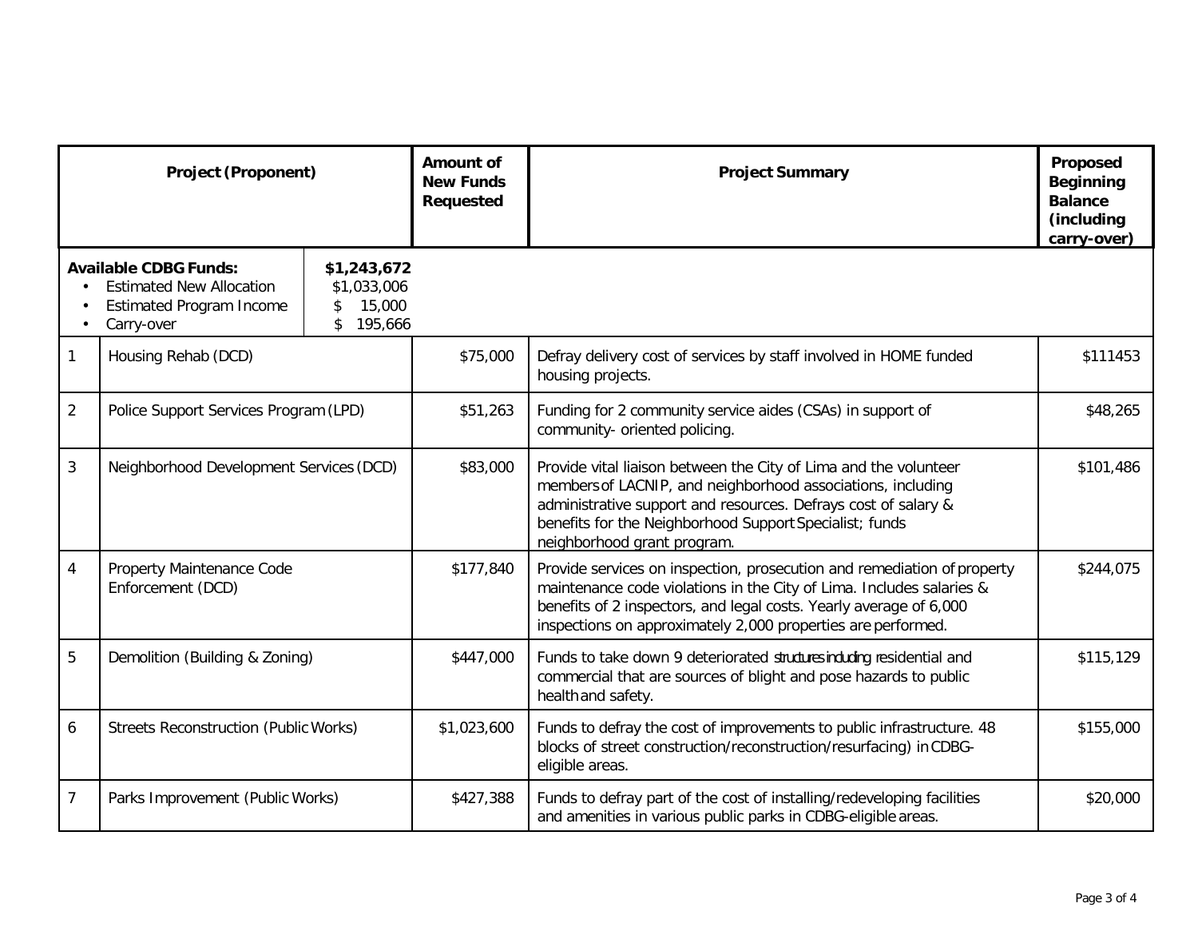| Project (Proponent) | | Amount of New Funds Requested | Project Summary | Proposed Beginning Balance (including carry-over) |
|---|---|---|---|---|
| **Available CDBG Funds:**<br>• Estimated New Allocation<br>• Estimated Program Income<br>• Carry-over | **$1,243,672**<br>$1,033,006<br>$ 15,000<br>$ 195,666 | | | |
| 1 | Housing Rehab (DCD) | $75,000 | Defray delivery cost of services by staff involved in HOME funded housing projects. | $111453 |
| 2 | Police Support Services Program (LPD) | $51,263 | Funding for 2 community service aides (CSAs) in support of community- oriented policing. | $48,265 |
| 3 | Neighborhood Development Services (DCD) | $83,000 | Provide vital liaison between the City of Lima and the volunteer members of LACNIP, and neighborhood associations, including administrative support and resources. Defrays cost of salary & benefits for the Neighborhood Support Specialist; funds neighborhood grant program. | $101,486 |
| 4 | Property Maintenance Code Enforcement (DCD) | $177,840 | Provide services on inspection, prosecution and remediation of property maintenance code violations in the City of Lima. Includes salaries & benefits of 2 inspectors, and legal costs. Yearly average of 6,000 inspections on approximately 2,000 properties are performed. | $244,075 |
| 5 | Demolition (Building & Zoning) | $447,000 | Funds to take down 9 deteriorated structures including residential and commercial that are sources of blight and pose hazards to public health and safety. | $115,129 |
| 6 | Streets Reconstruction (Public Works) | $1,023,600 | Funds to defray the cost of improvements to public infrastructure. 48 blocks of street construction/reconstruction/resurfacing) in CDBG-eligible areas. | $155,000 |
| 7 | Parks Improvement (Public Works) | $427,388 | Funds to defray part of the cost of installing/redeveloping facilities and amenities in various public parks in CDBG-eligible areas. | $20,000 |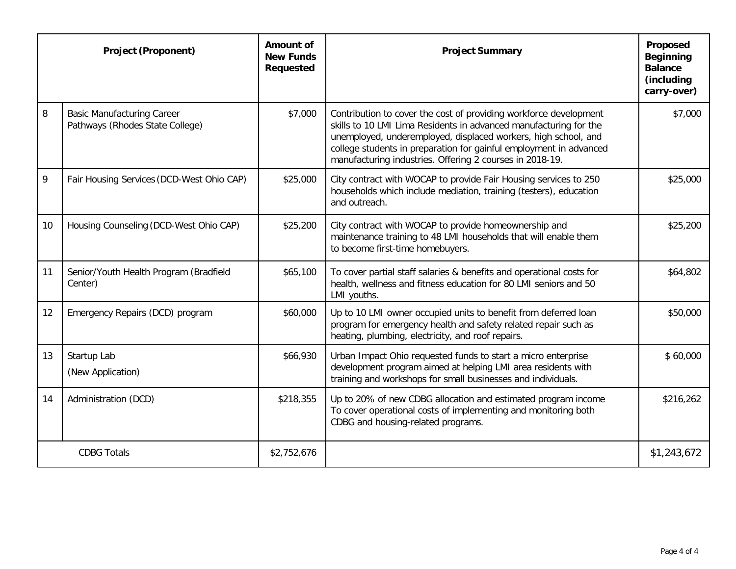| Project (Proponent) | | Amount of New Funds Requested | Project Summary | Proposed Beginning Balance (including carry-over) |
|---|---|---|---|---|
| 8 | Basic Manufacturing Career Pathways (Rhodes State College) | $7,000 | Contribution to cover the cost of providing workforce development skills to 10 LMI Lima Residents in advanced manufacturing for the unemployed, underemployed, displaced workers, high school, and college students in preparation for gainful employment in advanced manufacturing industries. Offering 2 courses in 2018-19. | $7,000 |
| 9 | Fair Housing Services (DCD-West Ohio CAP) | $25,000 | City contract with WOCAP to provide Fair Housing services to 250 households which include mediation, training (testers), education and outreach. | $25,000 |
| 10 | Housing Counseling (DCD-West Ohio CAP) | $25,200 | City contract with WOCAP to provide homeownership and maintenance training to 48 LMI households that will enable them to become first-time homebuyers. | $25,200 |
| 11 | Senior/Youth Health Program (Bradfield Center) | $65,100 | To cover partial staff salaries & benefits and operational costs for health, wellness and fitness education for 80 LMI seniors and 50 LMI youths. | $64,802 |
| 12 | Emergency Repairs (DCD) program | $60,000 | Up to 10 LMI owner occupied units to benefit from deferred loan program for emergency health and safety related repair such as heating, plumbing, electricity, and roof repairs. | $50,000 |
| 13 | Startup Lab (New Application) | $66,930 | Urban Impact Ohio requested funds to start a micro enterprise development program aimed at helping LMI area residents with training and workshops for small businesses and individuals. | $ 60,000 |
| 14 | Administration (DCD) | $218,355 | Up to 20% of new CDBG allocation and estimated program income To cover operational costs of implementing and monitoring both CDBG and housing-related programs. | $216,262 |
| CDBG Totals | | $2,752,676 | | $1,243,672 |